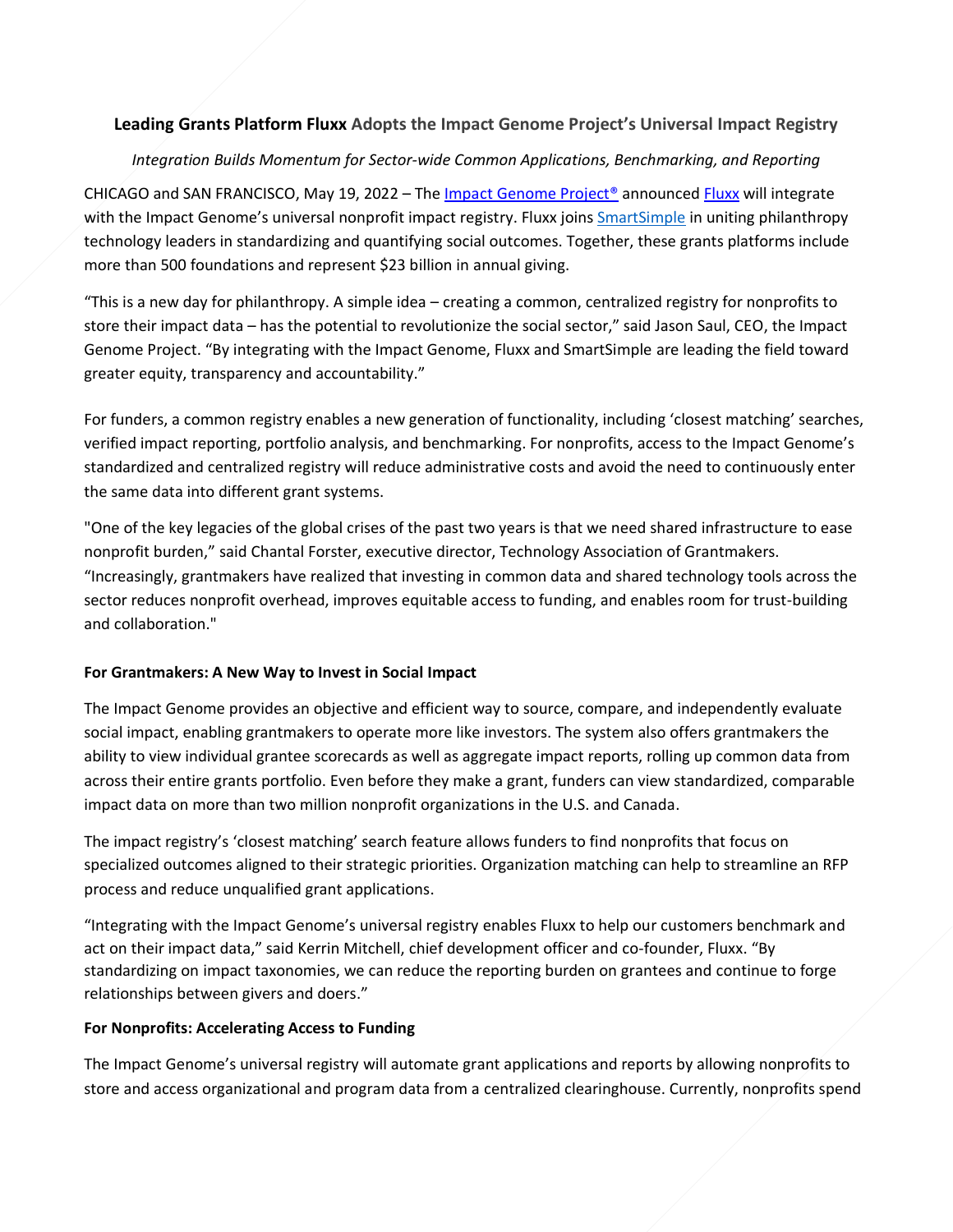# **Leading Grants Platform Fluxx** Adopts the Impact Genome Project's Universal Impact Registry

*Integration Builds Momentum for Sector-wide Common Applications, Benchmarking, and Reporting*

CHICAGO and SAN FRANCISCO, May 19, 2022 – The Impact Genome Project® announced Fluxx will integrate with the Impact Genome's universal nonprofit impact registry. Fluxx joins SmartSimple in uniting philanthropy technology leaders in standardizing and quantifying social outcomes. Together, these grants platforms include more than 500 foundations and represent $23 billion in annual giving.

"This is a new day for philanthropy. A simple idea – creating a common, centralized registry for nonprofits to store their impact data – has the potential to revolutionize the social sector," said Jason Saul, CEO, the Impact Genome Project. "By integrating with the Impact Genome, Fluxx and SmartSimple are leading the field toward greater equity, transparency and accountability."

For funders, a common registry enables a new generation of functionality, including 'closest matching' searches, verified impact reporting, portfolio analysis, and benchmarking. For nonprofits, access to the Impact Genome's standardized and centralized registry will reduce administrative costs and avoid the need to continuously enter the same data into different grant systems.

"One of the key legacies of the global crises of the past two years is that we need shared infrastructure to ease nonprofit burden," said Chantal Forster, executive director, Technology Association of Grantmakers. "Increasingly, grantmakers have realized that investing in common data and shared technology tools across the sector reduces nonprofit overhead, improves equitable access to funding, and enables room for trust-building and collaboration."

**For Grantmakers: A New Way to Invest in Social Impact**

The Impact Genome provides an objective and efficient way to source, compare, and independently evaluate social impact, enabling grantmakers to operate more like investors. The system also offers grantmakers the ability to view individual grantee scorecards as well as aggregate impact reports, rolling up common data from across their entire grants portfolio. Even before they make a grant, funders can view standardized, comparable impact data on more than two million nonprofit organizations in the U.S. and Canada.

The impact registry's 'closest matching' search feature allows funders to find nonprofits that focus on specialized outcomes aligned to their strategic priorities. Organization matching can help to streamline an RFP process and reduce unqualified grant applications.

"Integrating with the Impact Genome's universal registry enables Fluxx to help our customers benchmark and act on their impact data," said Kerrin Mitchell, chief development officer and co-founder, Fluxx. "By standardizing on impact taxonomies, we can reduce the reporting burden on grantees and continue to forge relationships between givers and doers."

**For Nonprofits: Accelerating Access to Funding**

The Impact Genome's universal registry will automate grant applications and reports by allowing nonprofits to store and access organizational and program data from a centralized clearinghouse. Currently, nonprofits spend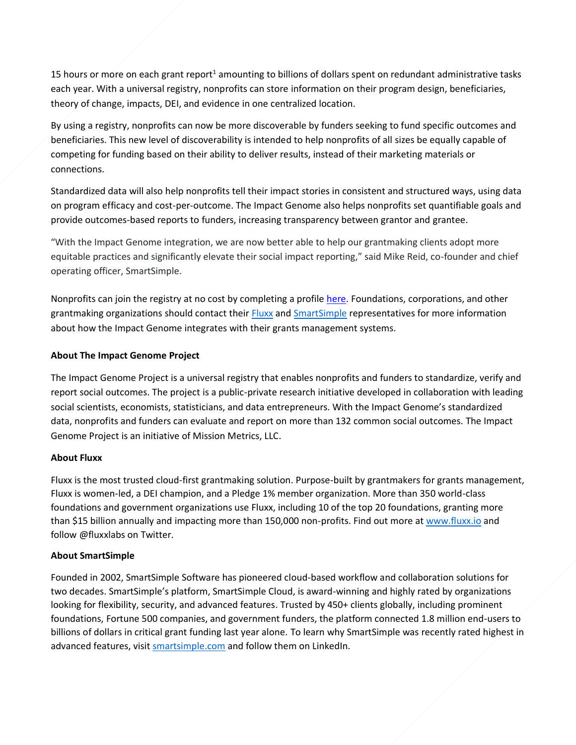15 hours or more on each grant report[1] amounting to billions of dollars spent on redundant administrative tasks each year. With a universal registry, nonprofits can store information on their program design, beneficiaries, theory of change, impacts, DEI, and evidence in one centralized location.

By using a registry, nonprofits can now be more discoverable by funders seeking to fund specific outcomes and beneficiaries. This new level of discoverability is intended to help nonprofits of all sizes be equally capable of competing for funding based on their ability to deliver results, instead of their marketing materials or connections.

Standardized data will also help nonprofits tell their impact stories in consistent and structured ways, using data on program efficacy and cost-per-outcome. The Impact Genome also helps nonprofits set quantifiable goals and provide outcomes-based reports to funders, increasing transparency between grantor and grantee.

"With the Impact Genome integration, we are now better able to help our grantmaking clients adopt more equitable practices and significantly elevate their social impact reporting," said Mike Reid, co-founder and chief operating officer, SmartSimple.

Nonprofits can join the registry at no cost by completing a profile here. Foundations, corporations, and other grantmaking organizations should contact their Fluxx and SmartSimple representatives for more information about how the Impact Genome integrates with their grants management systems.

**About The Impact Genome Project**

The Impact Genome Project is a universal registry that enables nonprofits and funders to standardize, verify and report social outcomes. The project is a public-private research initiative developed in collaboration with leading social scientists, economists, statisticians, and data entrepreneurs. With the Impact Genome's standardized data, nonprofits and funders can evaluate and report on more than 132 common social outcomes. The Impact Genome Project is an initiative of Mission Metrics, LLC.

**About Fluxx**

Fluxx is the most trusted cloud-first grantmaking solution. Purpose-built by grantmakers for grants management, Fluxx is women-led, a DEI champion, and a Pledge 1% member organization. More than 350 world-class foundations and government organizations use Fluxx, including 10 of the top 20 foundations, granting more than $15 billion annually and impacting more than 150,000 non-profits. Find out more at www.fluxx.io and follow @fluxxlabs on Twitter.

**About SmartSimple**

Founded in 2002, SmartSimple Software has pioneered cloud-based workflow and collaboration solutions for two decades. SmartSimple's platform, SmartSimple Cloud, is award-winning and highly rated by organizations looking for flexibility, security, and advanced features. Trusted by 450+ clients globally, including prominent foundations, Fortune 500 companies, and government funders, the platform connected 1.8 million end-users to billions of dollars in critical grant funding last year alone. To learn why SmartSimple was recently rated highest in advanced features, visit smartsimple.com and follow them on LinkedIn.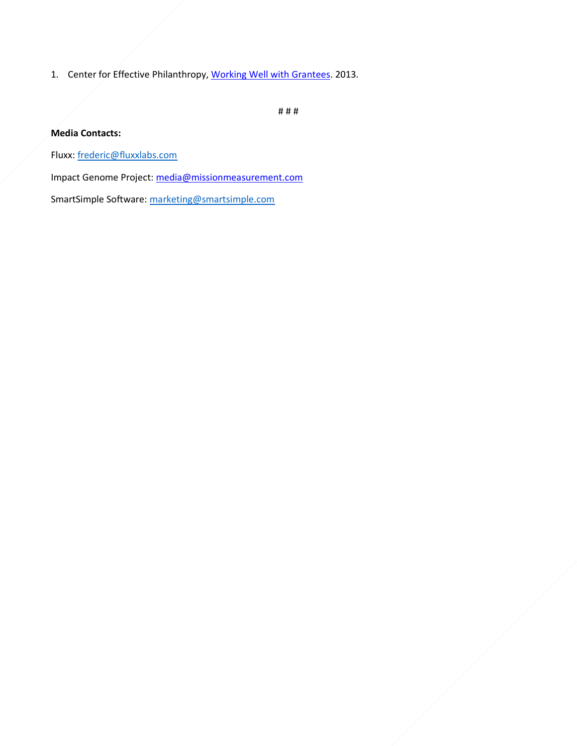1. Center for Effective Philanthropy, Working Well with Grantees. 2013.

# # #

**Media Contacts:**

Fluxx: frederic@fluxxlabs.com

Impact Genome Project: media@missionmeasurement.com

SmartSimple Software: marketing@smartsimple.com